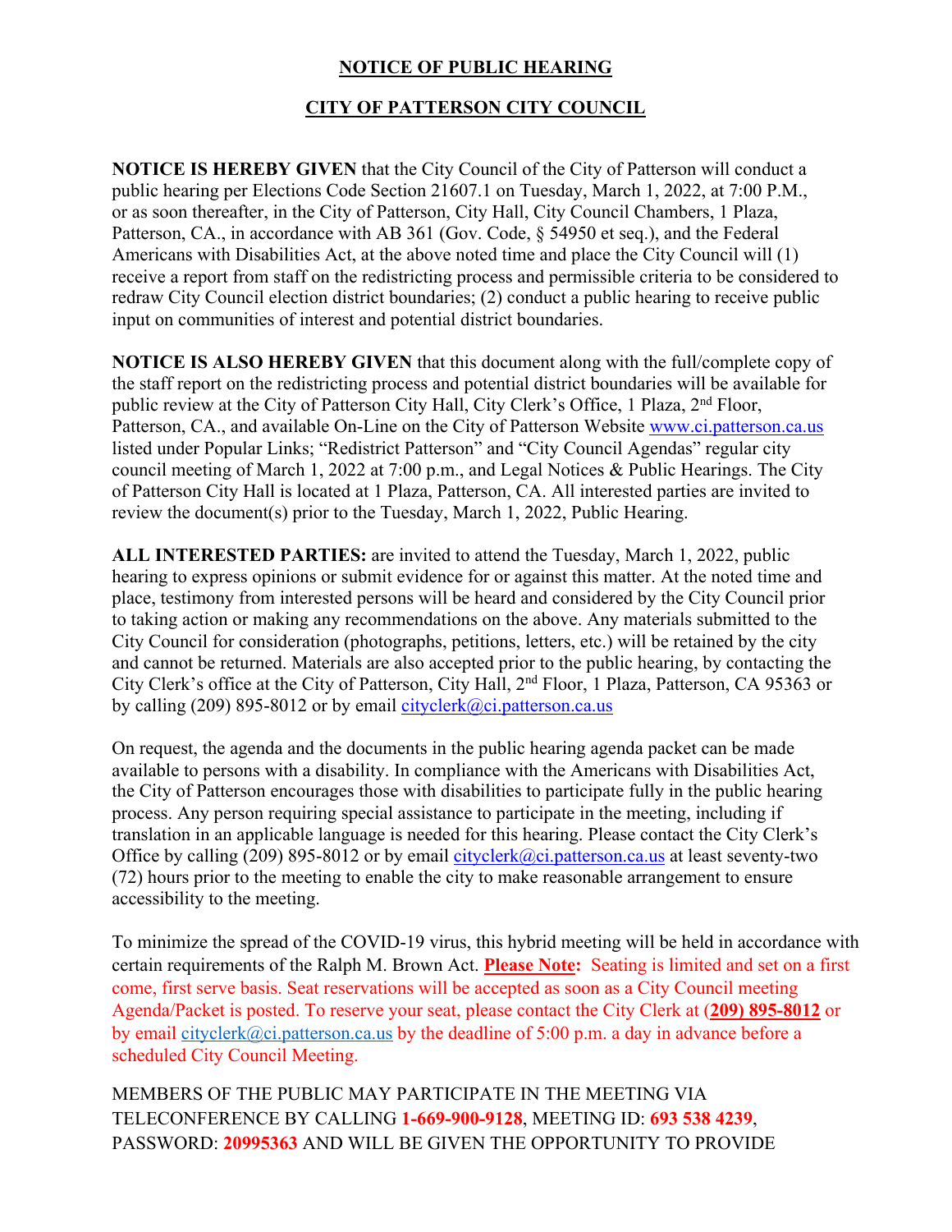# NOTICE OF PUBLIC HEARING

## CITY OF PATTERSON CITY COUNCIL

**NOTICE IS HEREBY GIVEN** that the City Council of the City of Patterson will conduct a public hearing per Elections Code Section 21607.1 on Tuesday, March 1, 2022, at 7:00 P.M., or as soon thereafter, in the City of Patterson, City Hall, City Council Chambers, 1 Plaza, Patterson, CA., in accordance with AB 361 (Gov. Code, § 54950 et seq.), and the Federal Americans with Disabilities Act, at the above noted time and place the City Council will (1) receive a report from staff on the redistricting process and permissible criteria to be considered to redraw City Council election district boundaries; (2) conduct a public hearing to receive public input on communities of interest and potential district boundaries.

**NOTICE IS ALSO HEREBY GIVEN** that this document along with the full/complete copy of the staff report on the redistricting process and potential district boundaries will be available for public review at the City of Patterson City Hall, City Clerk's Office, 1 Plaza, 2nd Floor, Patterson, CA., and available On-Line on the City of Patterson Website www.ci.patterson.ca.us listed under Popular Links; "Redistrict Patterson" and "City Council Agendas" regular city council meeting of March 1, 2022 at 7:00 p.m., and Legal Notices & Public Hearings. The City of Patterson City Hall is located at 1 Plaza, Patterson, CA. All interested parties are invited to review the document(s) prior to the Tuesday, March 1, 2022, Public Hearing.

**ALL INTERESTED PARTIES:** are invited to attend the Tuesday, March 1, 2022, public hearing to express opinions or submit evidence for or against this matter. At the noted time and place, testimony from interested persons will be heard and considered by the City Council prior to taking action or making any recommendations on the above. Any materials submitted to the City Council for consideration (photographs, petitions, letters, etc.) will be retained by the city and cannot be returned. Materials are also accepted prior to the public hearing, by contacting the City Clerk's office at the City of Patterson, City Hall, 2nd Floor, 1 Plaza, Patterson, CA 95363 or by calling (209) 895-8012 or by email cityclerk@ci.patterson.ca.us

On request, the agenda and the documents in the public hearing agenda packet can be made available to persons with a disability. In compliance with the Americans with Disabilities Act, the City of Patterson encourages those with disabilities to participate fully in the public hearing process. Any person requiring special assistance to participate in the meeting, including if translation in an applicable language is needed for this hearing. Please contact the City Clerk's Office by calling (209) 895-8012 or by email cityclerk@ci.patterson.ca.us at least seventy-two (72) hours prior to the meeting to enable the city to make reasonable arrangement to ensure accessibility to the meeting.

To minimize the spread of the COVID-19 virus, this hybrid meeting will be held in accordance with certain requirements of the Ralph M. Brown Act. **Please Note:** Seating is limited and set on a first come, first serve basis. Seat reservations will be accepted as soon as a City Council meeting Agenda/Packet is posted. To reserve your seat, please contact the City Clerk at (**209) 895-8012** or by email cityclerk@ci.patterson.ca.us by the deadline of 5:00 p.m. a day in advance before a scheduled City Council Meeting.

MEMBERS OF THE PUBLIC MAY PARTICIPATE IN THE MEETING VIA TELECONFERENCE BY CALLING **1-669-900-9128**, MEETING ID: **693 538 4239**, PASSWORD: **20995363** AND WILL BE GIVEN THE OPPORTUNITY TO PROVIDE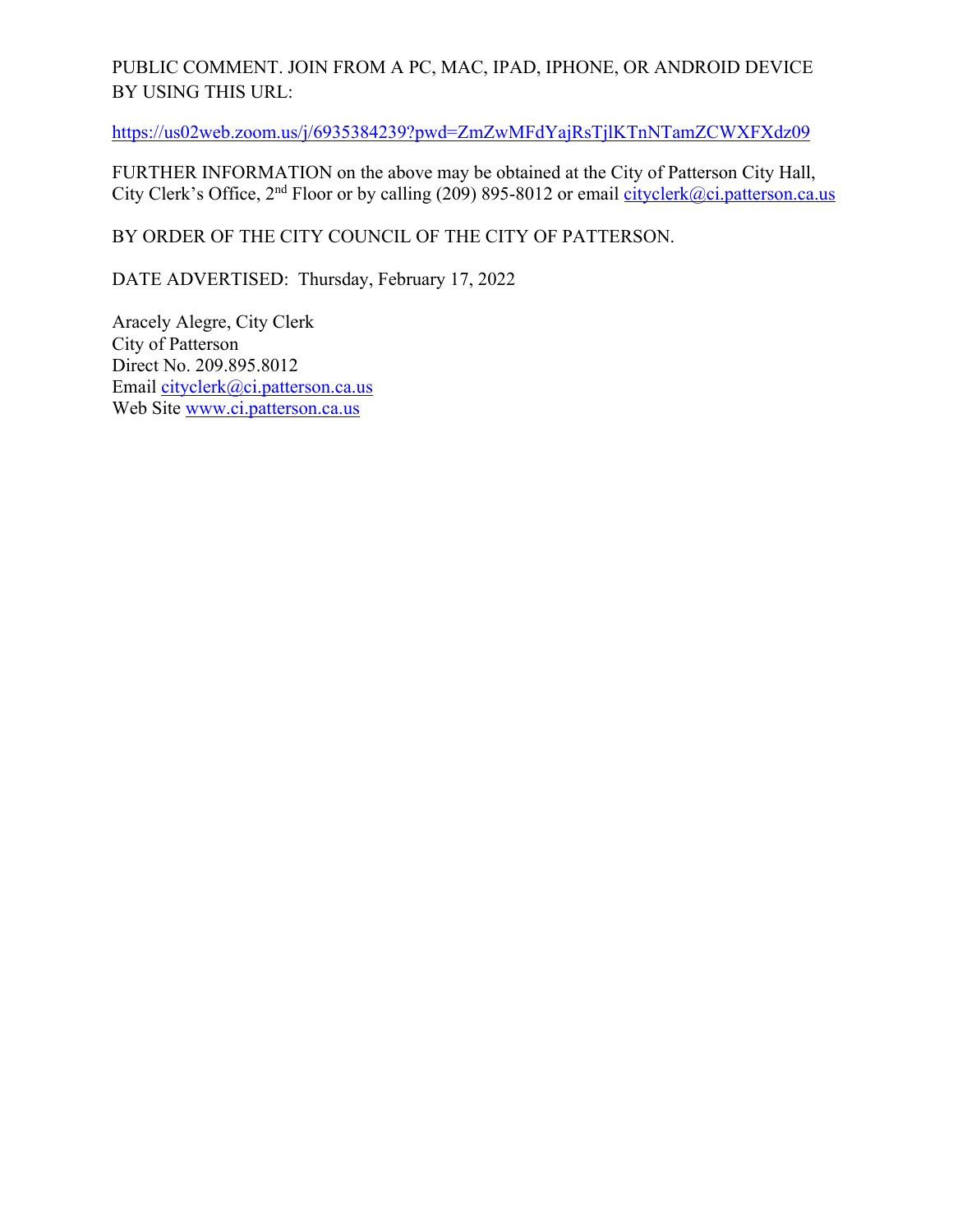PUBLIC COMMENT. JOIN FROM A PC, MAC, IPAD, IPHONE, OR ANDROID DEVICE BY USING THIS URL:

https://us02web.zoom.us/j/6935384239?pwd=ZmZwMFdYajRsTjlKTnNTamZCWXFXdz09

FURTHER INFORMATION on the above may be obtained at the City of Patterson City Hall, City Clerk's Office, 2nd Floor or by calling (209) 895-8012 or email cityclerk@ci.patterson.ca.us

BY ORDER OF THE CITY COUNCIL OF THE CITY OF PATTERSON.

DATE ADVERTISED: Thursday, February 17, 2022

Aracely Alegre, City Clerk
City of Patterson
Direct No. 209.895.8012
Email cityclerk@ci.patterson.ca.us
Web Site www.ci.patterson.ca.us